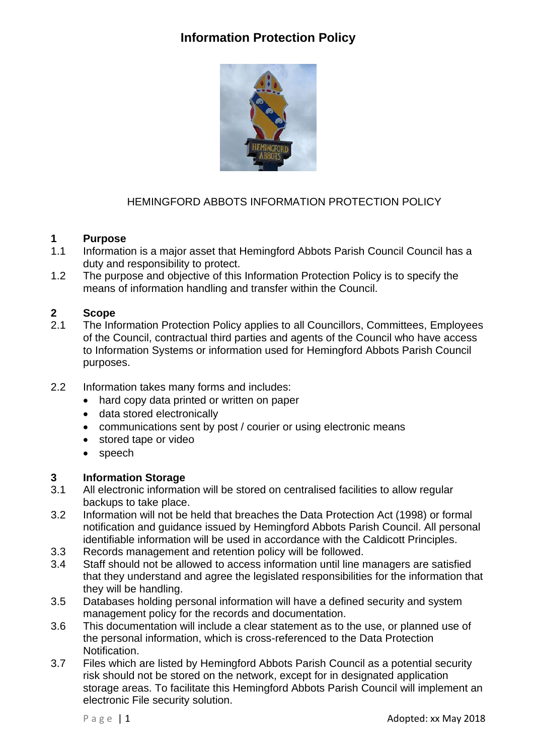# Information Protection Policy

HEMINGFORD ABBOTS INFORMATION PROTECTION POLICY

## 1 Purpose

1.1 Information is a major asset that Hemingford Abbots Parish Council Council has a duty and responsibility to protect.

1.2 The purpose and objective of this Information Protection Policy is to specify the means of information handling and transfer within the Council.

## 2 Scope

2.1 The Information Protection Policy applies to all Councillors, Committees, Employees of the Council, contractual third parties and agents of the Council who have access to Information Systems or information used for Hemingford Abbots Parish Council purposes.

2.2 Information takes many forms and includes:

- hard copy data printed or written on paper
- data stored electronically
- communications sent by post / courier or using electronic means
- stored tape or video
- speech

## 3 Information Storage

3.1 All electronic information will be stored on centralised facilities to allow regular backups to take place.

3.2 Information will not be held that breaches the Data Protection Act (1998) or formal notification and guidance issued by Hemingford Abbots Parish Council. All personal identifiable information will be used in accordance with the Caldicott Principles.

3.3 Records management and retention policy will be followed.

3.4 Staff should not be allowed to access information until line managers are satisfied that they understand and agree the legislated responsibilities for the information that they will be handling.

3.5 Databases holding personal information will have a defined security and system management policy for the records and documentation.

3.6 This documentation will include a clear statement as to the use, or planned use of the personal information, which is cross-referenced to the Data Protection Notification.

3.7 Files which are listed by Hemingford Abbots Parish Council as a potential security risk should not be stored on the network, except for in designated application storage areas. To facilitate this Hemingford Abbots Parish Council will implement an electronic File security solution.

Adopted: xx May 2018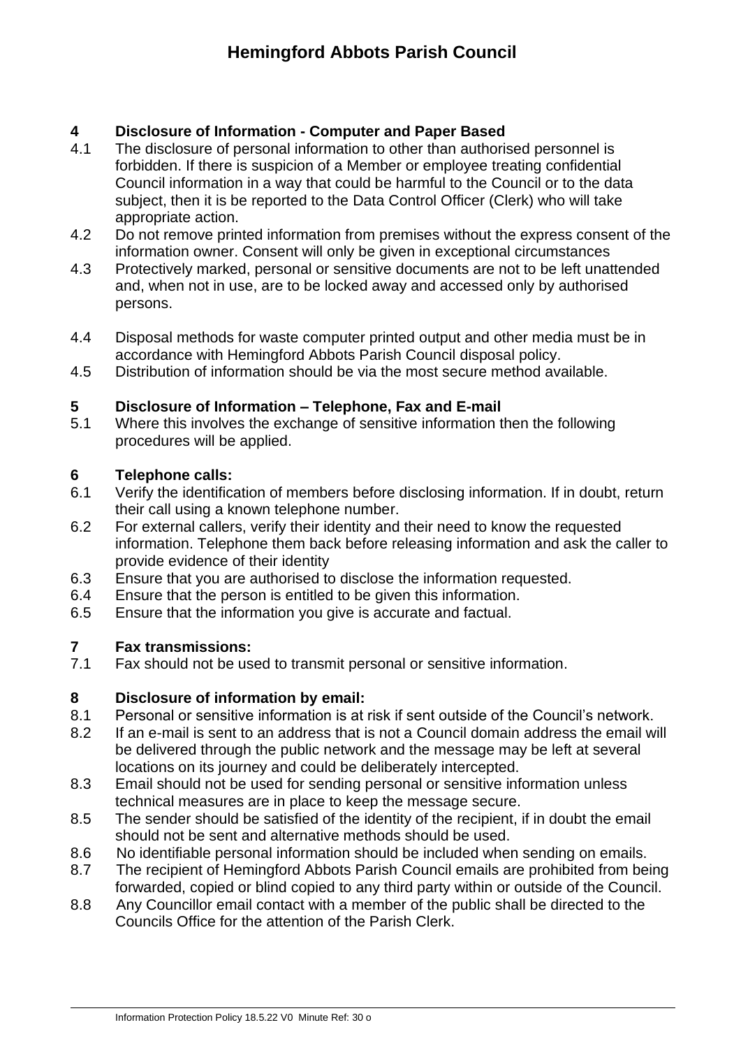## 4 Disclosure of Information - Computer and Paper Based

4.1 The disclosure of personal information to other than authorised personnel is forbidden. If there is suspicion of a Member or employee treating confidential Council information in a way that could be harmful to the Council or to the data subject, then it is be reported to the Data Control Officer (Clerk) who will take appropriate action.

4.2 Do not remove printed information from premises without the express consent of the information owner. Consent will only be given in exceptional circumstances

4.3 Protectively marked, personal or sensitive documents are not to be left unattended and, when not in use, are to be locked away and accessed only by authorised persons.

4.4 Disposal methods for waste computer printed output and other media must be in accordance with Hemingford Abbots Parish Council disposal policy.

4.5 Distribution of information should be via the most secure method available.

## 5 Disclosure of Information – Telephone, Fax and E-mail

5.1 Where this involves the exchange of sensitive information then the following procedures will be applied.

## 6 Telephone calls:

6.1 Verify the identification of members before disclosing information. If in doubt, return their call using a known telephone number.

6.2 For external callers, verify their identity and their need to know the requested information. Telephone them back before releasing information and ask the caller to provide evidence of their identity

6.3 Ensure that you are authorised to disclose the information requested.

6.4 Ensure that the person is entitled to be given this information.

6.5 Ensure that the information you give is accurate and factual.

## 7 Fax transmissions:

7.1 Fax should not be used to transmit personal or sensitive information.

## 8 Disclosure of information by email:

8.1 Personal or sensitive information is at risk if sent outside of the Council's network.

8.2 If an e-mail is sent to an address that is not a Council domain address the email will be delivered through the public network and the message may be left at several locations on its journey and could be deliberately intercepted.

8.3 Email should not be used for sending personal or sensitive information unless technical measures are in place to keep the message secure.

8.5 The sender should be satisfied of the identity of the recipient, if in doubt the email should not be sent and alternative methods should be used.

8.6 No identifiable personal information should be included when sending on emails.

8.7 The recipient of Hemingford Abbots Parish Council emails are prohibited from being forwarded, copied or blind copied to any third party within or outside of the Council.

8.8 Any Councillor email contact with a member of the public shall be directed to the Councils Office for the attention of the Parish Clerk.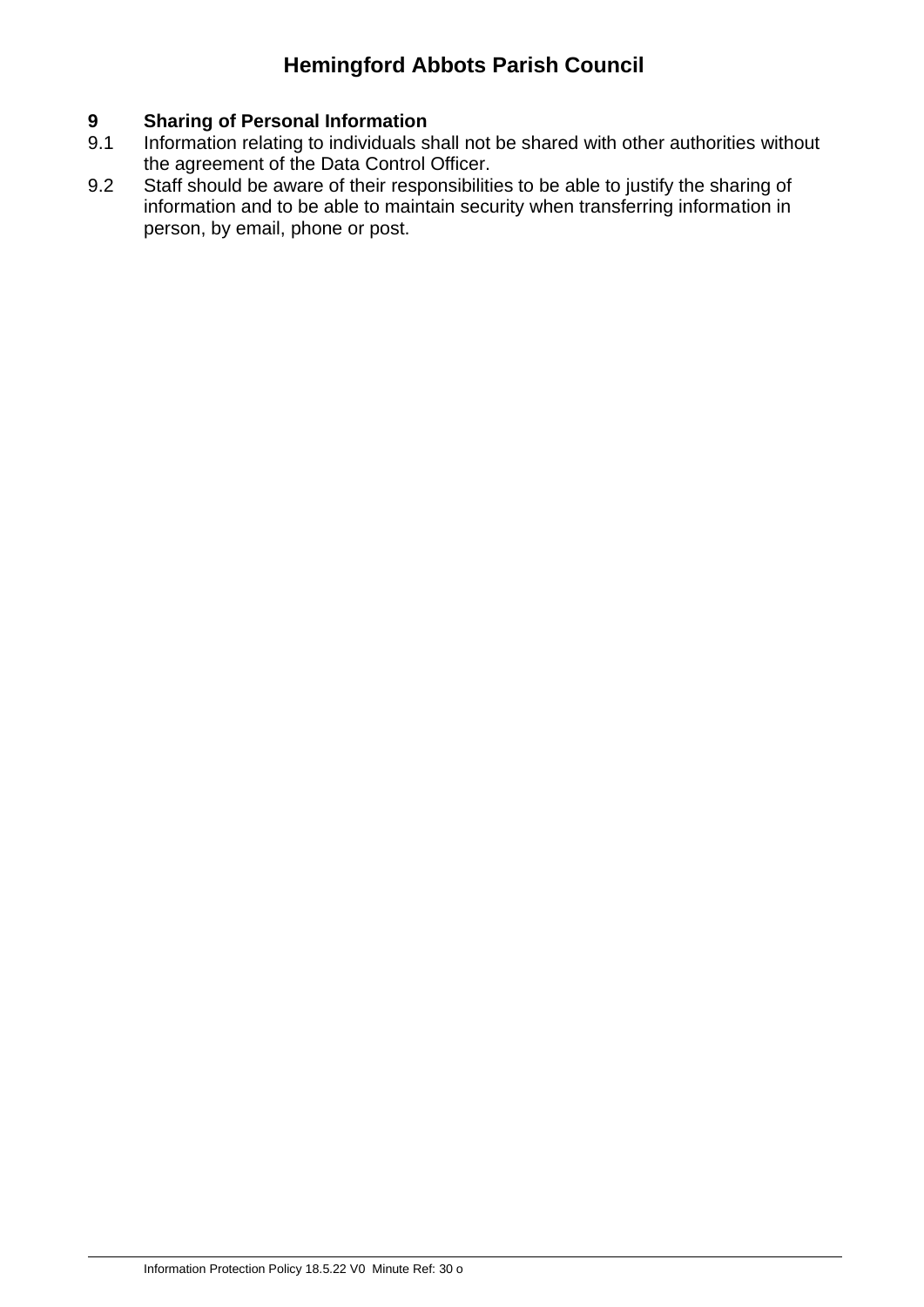## 9 Sharing of Personal Information

9.1 Information relating to individuals shall not be shared with other authorities without the agreement of the Data Control Officer.

9.2 Staff should be aware of their responsibilities to be able to justify the sharing of information and to be able to maintain security when transferring information in person, by email, phone or post.